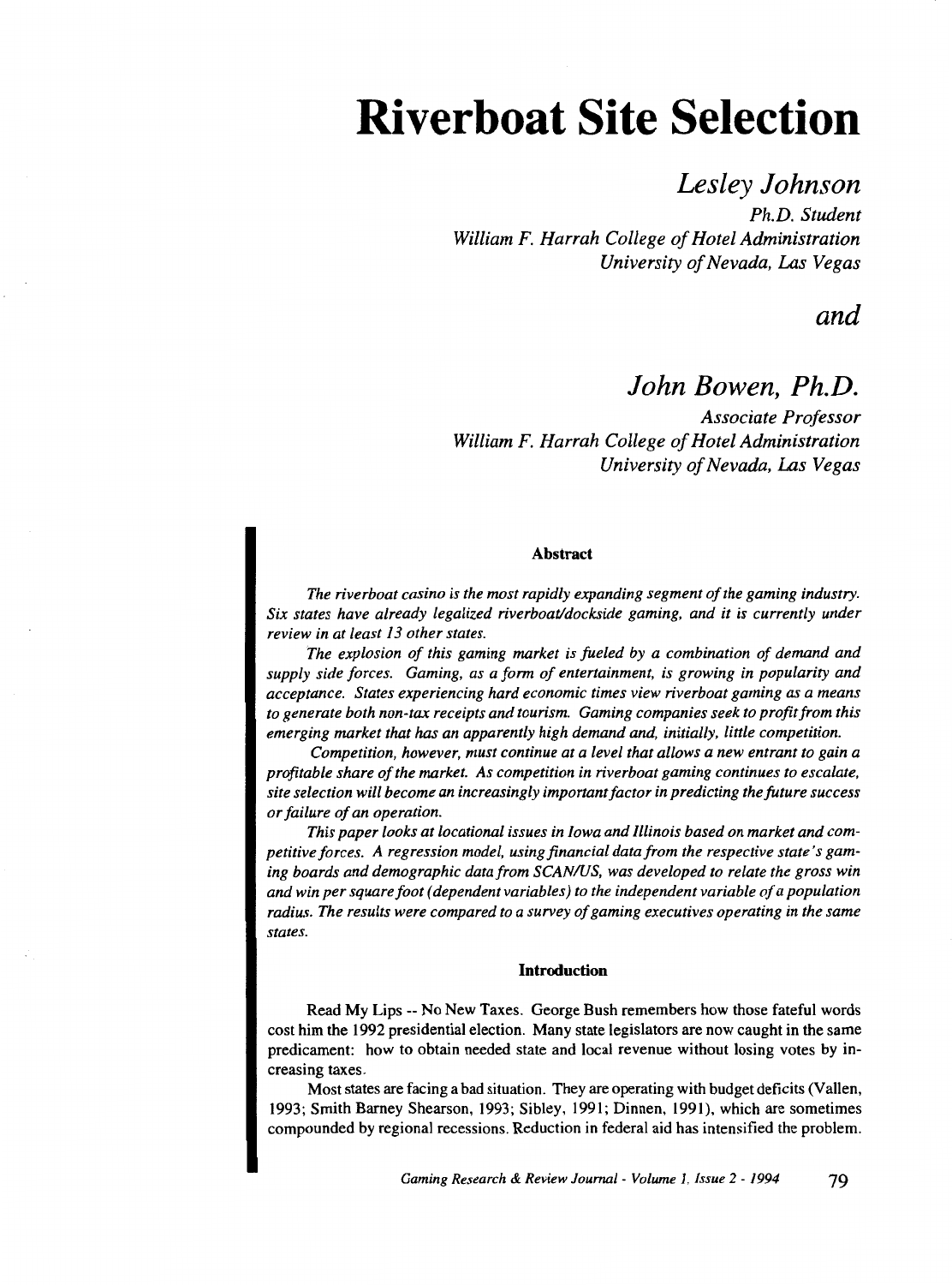# Riverboat Site Selection

*Lesley Johnson*

*Ph.D. Student*
*William F. Harrah College of Hotel Administration*
*University of Nevada, Las Vegas*

*and*

*John Bowen, Ph.D.*

*Associate Professor*
*William F. Harrah College of Hotel Administration*
*University of Nevada, Las Vegas*

### Abstract

*The riverboat casino is the most rapidly expanding segment of the gaming industry. Six states have already legalized riverboat/dockside gaming, and it is currently under review in at least 13 other states.*

*The explosion of this gaming market is fueled by a combination of demand and supply side forces. Gaming, as a form of entertainment, is growing in popularity and acceptance. States experiencing hard economic times view riverboat gaming as a means to generate both non-tax receipts and tourism. Gaming companies seek to profit from this emerging market that has an apparently high demand and, initially, little competition.*

*Competition, however, must continue at a level that allows a new entrant to gain a profitable share of the market. As competition in riverboat gaming continues to escalate, site selection will become an increasingly important factor in predicting the future success or failure of an operation.*

*This paper looks at locational issues in Iowa and Illinois based on market and competitive forces. A regression model, using financial data from the respective state's gaming boards and demographic data from SCAN/US, was developed to relate the gross win and win per square foot (dependent variables) to the independent variable of a population radius. The results were compared to a survey of gaming executives operating in the same states.*

### Introduction

Read My Lips -- No New Taxes. George Bush remembers how those fateful words cost him the 1992 presidential election. Many state legislators are now caught in the same predicament: how to obtain needed state and local revenue without losing votes by increasing taxes.

Most states are facing a bad situation. They are operating with budget deficits (Vallen, 1993; Smith Barney Shearson, 1993; Sibley, 1991; Dinnen, 1991), which are sometimes compounded by regional recessions. Reduction in federal aid has intensified the problem.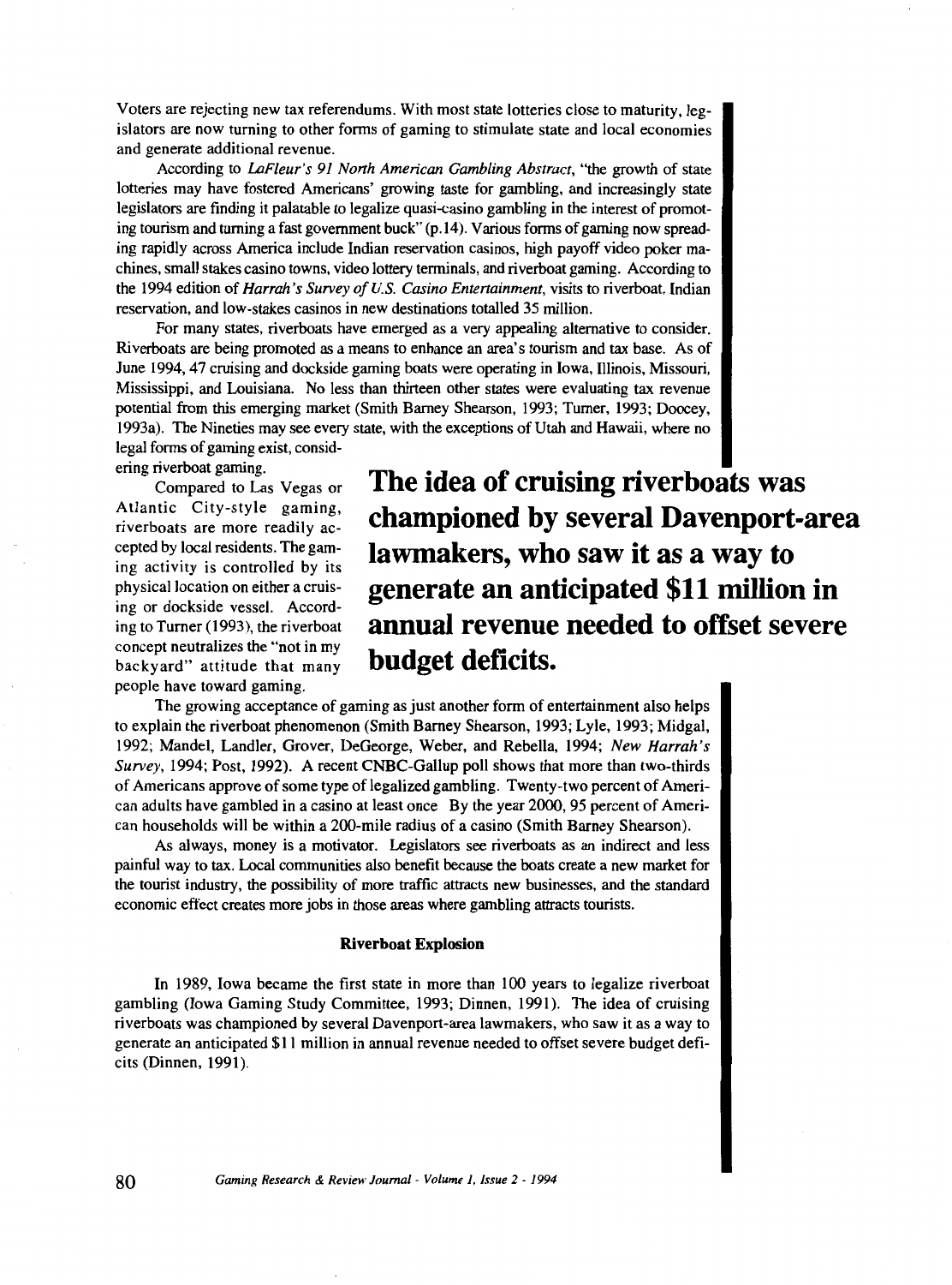Voters are rejecting new tax referendums. With most state lotteries close to maturity, legislators are now turning to other forms of gaming to stimulate state and local economies and generate additional revenue.

According to *LaFleur's 91 North American Gambling Abstract*, "the growth of state lotteries may have fostered Americans' growing taste for gambling, and increasingly state legislators are finding it palatable to legalize quasi-casino gambling in the interest of promoting tourism and turning a fast government buck" (p.14). Various forms of gaming now spreading rapidly across America include Indian reservation casinos, high payoff video poker machines, small stakes casino towns, video lottery terminals, and riverboat gaming. According to the 1994 edition of *Harrah's Survey of U.S. Casino Entertainment*, visits to riverboat, Indian reservation, and low-stakes casinos in new destinations totalled 35 million.

For many states, riverboats have emerged as a very appealing alternative to consider. Riverboats are being promoted as a means to enhance an area's tourism and tax base. As of June 1994, 47 cruising and dockside gaming boats were operating in Iowa, Illinois, Missouri, Mississippi, and Louisiana. No less than thirteen other states were evaluating tax revenue potential from this emerging market (Smith Barney Shearson, 1993; Turner, 1993; Doocey, 1993a). The Nineties may see every state, with the exceptions of Utah and Hawaii, where no legal forms of gaming exist, considering riverboat gaming.

**The idea of cruising riverboats was championed by several Davenport-area lawmakers, who saw it as a way to generate an anticipated $11 million in annual revenue needed to offset severe budget deficits.**

Compared to Las Vegas or Atlantic City-style gaming, riverboats are more readily accepted by local residents. The gaming activity is controlled by its physical location on either a cruising or dockside vessel. According to Turner (1993), the riverboat concept neutralizes the "not in my backyard" attitude that many people have toward gaming.

The growing acceptance of gaming as just another form of entertainment also helps to explain the riverboat phenomenon (Smith Barney Shearson, 1993; Lyle, 1993; Midgal, 1992; Mandel, Landler, Grover, DeGeorge, Weber, and Rebella, 1994; *New Harrah's Survey*, 1994; Post, 1992). A recent CNBC-Gallup poll shows that more than two-thirds of Americans approve of some type of legalized gambling. Twenty-two percent of American adults have gambled in a casino at least once By the year 2000, 95 percent of American households will be within a 200-mile radius of a casino (Smith Barney Shearson).

As always, money is a motivator. Legislators see riverboats as an indirect and less painful way to tax. Local communities also benefit because the boats create a new market for the tourist industry, the possibility of more traffic attracts new businesses, and the standard economic effect creates more jobs in those areas where gambling attracts tourists.

### Riverboat Explosion

In 1989, Iowa became the first state in more than 100 years to legalize riverboat gambling (Iowa Gaming Study Committee, 1993; Dinnen, 1991). The idea of cruising riverboats was championed by several Davenport-area lawmakers, who saw it as a way to generate an anticipated $11 million in annual revenue needed to offset severe budget deficits (Dinnen, 1991).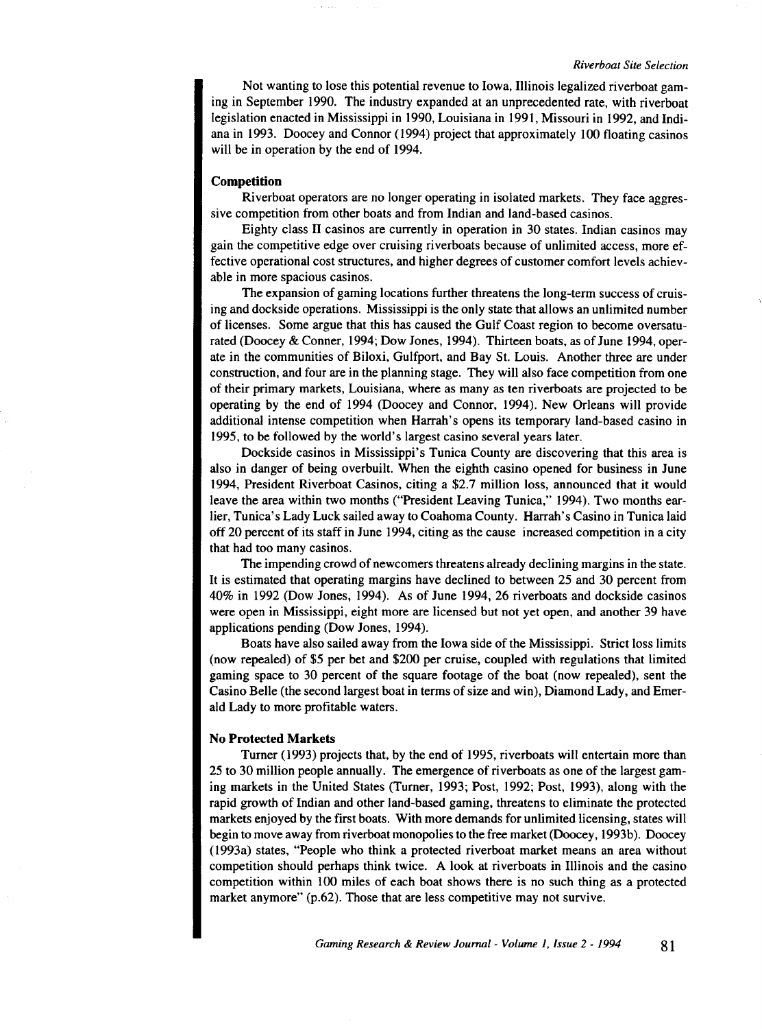Not wanting to lose this potential revenue to Iowa, Illinois legalized riverboat gaming in September 1990. The industry expanded at an unprecedented rate, with riverboat legislation enacted in Mississippi in 1990, Louisiana in 1991, Missouri in 1992, and Indiana in 1993. Doocey and Connor (1994) project that approximately 100 floating casinos will be in operation by the end of 1994.

### Competition

Riverboat operators are no longer operating in isolated markets. They face aggressive competition from other boats and from Indian and land-based casinos.

Eighty class II casinos are currently in operation in 30 states. Indian casinos may gain the competitive edge over cruising riverboats because of unlimited access, more effective operational cost structures, and higher degrees of customer comfort levels achievable in more spacious casinos.

The expansion of gaming locations further threatens the long-term success of cruising and dockside operations. Mississippi is the only state that allows an unlimited number of licenses. Some argue that this has caused the Gulf Coast region to become oversaturated (Doocey & Conner, 1994; Dow Jones, 1994). Thirteen boats, as of June 1994, operate in the communities of Biloxi, Gulfport, and Bay St. Louis. Another three are under construction, and four are in the planning stage. They will also face competition from one of their primary markets, Louisiana, where as many as ten riverboats are projected to be operating by the end of 1994 (Doocey and Connor, 1994). New Orleans will provide additional intense competition when Harrah's opens its temporary land-based casino in 1995, to be followed by the world's largest casino several years later.

Dockside casinos in Mississippi's Tunica County are discovering that this area is also in danger of being overbuilt. When the eighth casino opened for business in June 1994, President Riverboat Casinos, citing a $2.7 million loss, announced that it would leave the area within two months ("President Leaving Tunica," 1994). Two months earlier, Tunica's Lady Luck sailed away to Coahoma County. Harrah's Casino in Tunica laid off 20 percent of its staff in June 1994, citing as the cause increased competition in a city that had too many casinos.

The impending crowd of newcomers threatens already declining margins in the state. It is estimated that operating margins have declined to between 25 and 30 percent from 40% in 1992 (Dow Jones, 1994). As of June 1994, 26 riverboats and dockside casinos were open in Mississippi, eight more are licensed but not yet open, and another 39 have applications pending (Dow Jones, 1994).

Boats have also sailed away from the Iowa side of the Mississippi. Strict loss limits (now repealed) of $5 per bet and $200 per cruise, coupled with regulations that limited gaming space to 30 percent of the square footage of the boat (now repealed), sent the Casino Belle (the second largest boat in terms of size and win), Diamond Lady, and Emerald Lady to more profitable waters.

### No Protected Markets

Turner (1993) projects that, by the end of 1995, riverboats will entertain more than 25 to 30 million people annually. The emergence of riverboats as one of the largest gaming markets in the United States (Turner, 1993; Post, 1992; Post, 1993), along with the rapid growth of Indian and other land-based gaming, threatens to eliminate the protected markets enjoyed by the first boats. With more demands for unlimited licensing, states will begin to move away from riverboat monopolies to the free market (Doocey, 1993b). Doocey (1993a) states, "People who think a protected riverboat market means an area without competition should perhaps think twice. A look at riverboats in Illinois and the casino competition within 100 miles of each boat shows there is no such thing as a protected market anymore" (p.62). Those that are less competitive may not survive.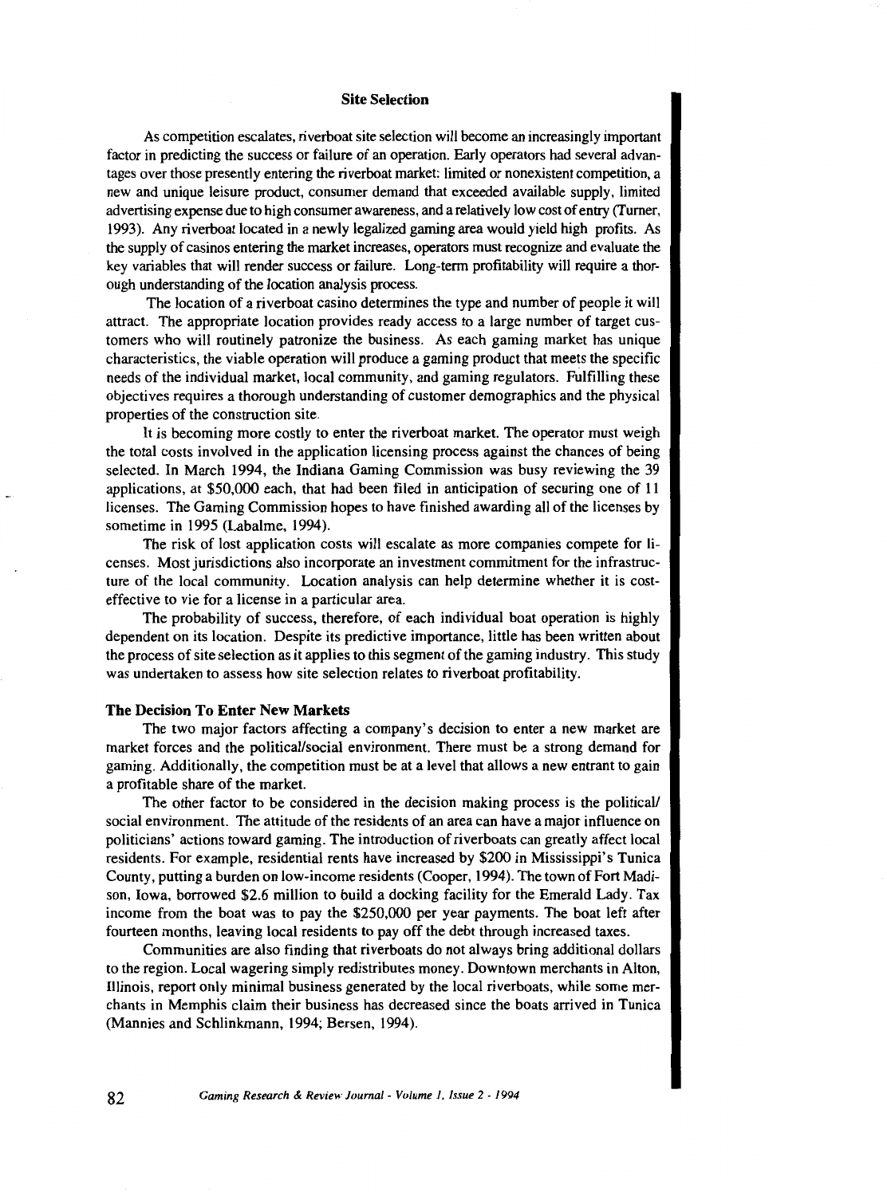## Site Selection

As competition escalates, riverboat site selection will become an increasingly important factor in predicting the success or failure of an operation. Early operators had several advantages over those presently entering the riverboat market: limited or nonexistent competition, a new and unique leisure product, consumer demand that exceeded available supply, limited advertising expense due to high consumer awareness, and a relatively low cost of entry (Turner, 1993). Any riverboat located in a newly legalized gaming area would yield high profits. As the supply of casinos entering the market increases, operators must recognize and evaluate the key variables that will render success or failure. Long-term profitability will require a thorough understanding of the location analysis process.

The location of a riverboat casino determines the type and number of people it will attract. The appropriate location provides ready access to a large number of target customers who will routinely patronize the business. As each gaming market has unique characteristics, the viable operation will produce a gaming product that meets the specific needs of the individual market, local community, and gaming regulators. Fulfilling these objectives requires a thorough understanding of customer demographics and the physical properties of the construction site.

It is becoming more costly to enter the riverboat market. The operator must weigh the total costs involved in the application licensing process against the chances of being selected. In March 1994, the Indiana Gaming Commission was busy reviewing the 39 applications, at $50,000 each, that had been filed in anticipation of securing one of 11 licenses. The Gaming Commission hopes to have finished awarding all of the licenses by sometime in 1995 (Labalme, 1994).

The risk of lost application costs will escalate as more companies compete for licenses. Most jurisdictions also incorporate an investment commitment for the infrastructure of the local community. Location analysis can help determine whether it is cost-effective to vie for a license in a particular area.

The probability of success, therefore, of each individual boat operation is highly dependent on its location. Despite its predictive importance, little has been written about the process of site selection as it applies to this segment of the gaming industry. This study was undertaken to assess how site selection relates to riverboat profitability.

### The Decision To Enter New Markets

The two major factors affecting a company's decision to enter a new market are market forces and the political/social environment. There must be a strong demand for gaming. Additionally, the competition must be at a level that allows a new entrant to gain a profitable share of the market.

The other factor to be considered in the decision making process is the political/social environment. The attitude of the residents of an area can have a major influence on politicians' actions toward gaming. The introduction of riverboats can greatly affect local residents. For example, residential rents have increased by $200 in Mississippi's Tunica County, putting a burden on low-income residents (Cooper, 1994). The town of Fort Madison, Iowa, borrowed $2.6 million to build a docking facility for the Emerald Lady. Tax income from the boat was to pay the $250,000 per year payments. The boat left after fourteen months, leaving local residents to pay off the debt through increased taxes.

Communities are also finding that riverboats do not always bring additional dollars to the region. Local wagering simply redistributes money. Downtown merchants in Alton, Illinois, report only minimal business generated by the local riverboats, while some merchants in Memphis claim their business has decreased since the boats arrived in Tunica (Mannies and Schlinkmann, 1994; Bersen, 1994).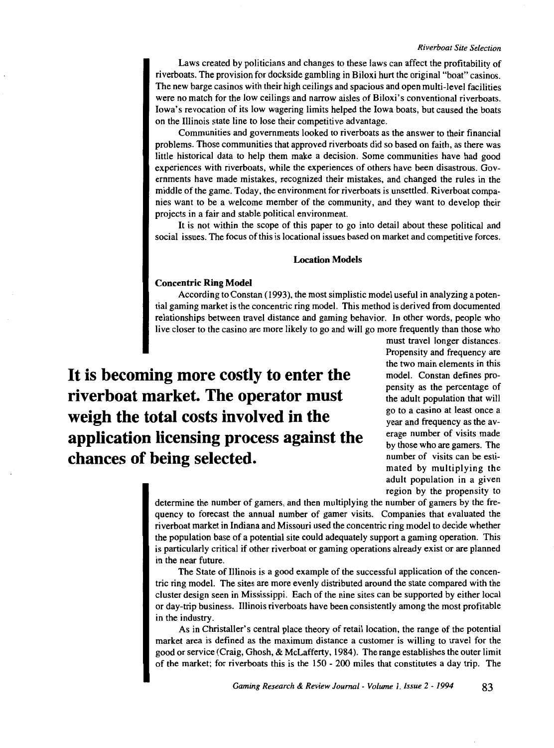Laws created by politicians and changes to these laws can affect the profitability of riverboats. The provision for dockside gambling in Biloxi hurt the original "boat" casinos. The new barge casinos with their high ceilings and spacious and open multi-level facilities were no match for the low ceilings and narrow aisles of Biloxi's conventional riverboats. Iowa's revocation of its low wagering limits helped the Iowa boats, but caused the boats on the Illinois state line to lose their competitive advantage.

Communities and governments looked to riverboats as the answer to their financial problems. Those communities that approved riverboats did so based on faith, as there was little historical data to help them make a decision. Some communities have had good experiences with riverboats, while the experiences of others have been disastrous. Governments have made mistakes, recognized their mistakes, and changed the rules in the middle of the game. Today, the environment for riverboats is unsettled. Riverboat companies want to be a welcome member of the community, and they want to develop their projects in a fair and stable political environment.

It is not within the scope of this paper to go into detail about these political and social issues. The focus of this is locational issues based on market and competitive forces.

## Location Models

### Concentric Ring Model

According to Constan (1993), the most simplistic model useful in analyzing a potential gaming market is the concentric ring model. This method is derived from documented relationships between travel distance and gaming behavior. In other words, people who live closer to the casino are more likely to go and will go more frequently than those who must travel longer distances. Propensity and frequency are the two main elements in this model. Constan defines propensity as the percentage of the adult population that will go to a casino at least once a year and frequency as the average number of visits made by those who are gamers. The number of visits can be estimated by multiplying the adult population in a given region by the propensity to determine the number of gamers, and then multiplying the number of gamers by the frequency to forecast the annual number of gamer visits. Companies that evaluated the riverboat market in Indiana and Missouri used the concentric ring model to decide whether the population base of a potential site could adequately support a gaming operation. This is particularly critical if other riverboat or gaming operations already exist or are planned in the near future.

**It is becoming more costly to enter the riverboat market. The operator must weigh the total costs involved in the application licensing process against the chances of being selected.**

The State of Illinois is a good example of the successful application of the concentric ring model. The sites are more evenly distributed around the state compared with the cluster design seen in Mississippi. Each of the nine sites can be supported by either local or day-trip business. Illinois riverboats have been consistently among the most profitable in the industry.

As in Christaller's central place theory of retail location, the range of the potential market area is defined as the maximum distance a customer is willing to travel for the good or service (Craig, Ghosh, & McLafferty, 1984). The range establishes the outer limit of the market; for riverboats this is the 150 - 200 miles that constitutes a day trip. The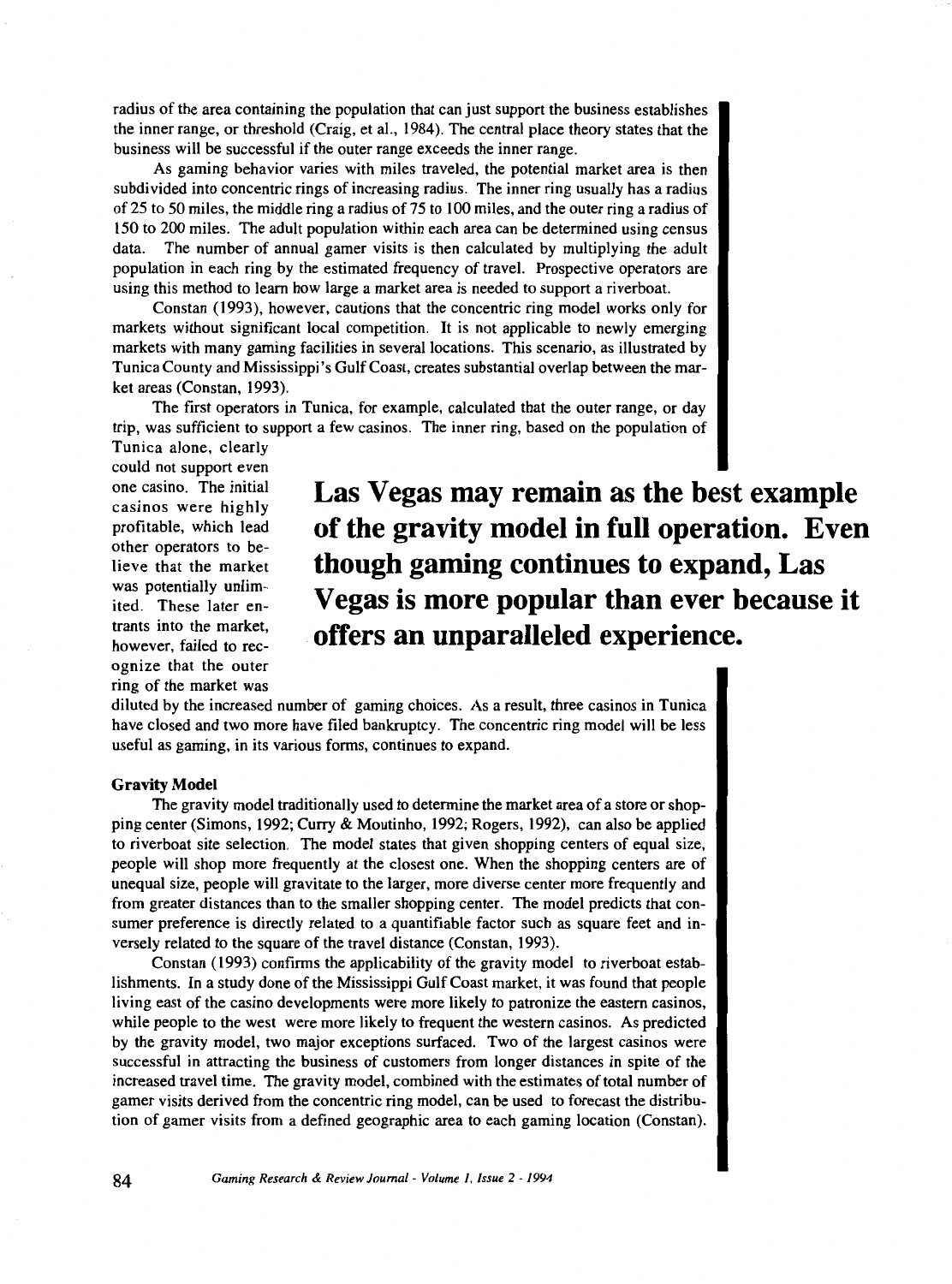radius of the area containing the population that can just support the business establishes the inner range, or threshold (Craig, et al., 1984). The central place theory states that the business will be successful if the outer range exceeds the inner range.

As gaming behavior varies with miles traveled, the potential market area is then subdivided into concentric rings of increasing radius. The inner ring usually has a radius of 25 to 50 miles, the middle ring a radius of 75 to 100 miles, and the outer ring a radius of 150 to 200 miles. The adult population within each area can be determined using census data. The number of annual gamer visits is then calculated by multiplying the adult population in each ring by the estimated frequency of travel. Prospective operators are using this method to learn how large a market area is needed to support a riverboat.

Constan (1993), however, cautions that the concentric ring model works only for markets without significant local competition. It is not applicable to newly emerging markets with many gaming facilities in several locations. This scenario, as illustrated by Tunica County and Mississippi's Gulf Coast, creates substantial overlap between the market areas (Constan, 1993).

The first operators in Tunica, for example, calculated that the outer range, or day trip, was sufficient to support a few casinos. The inner ring, based on the population of Tunica alone, clearly could not support even one casino. The initial casinos were highly profitable, which lead other operators to believe that the market was potentially unlimited. These later entrants into the market, however, failed to recognize that the outer ring of the market was diluted by the increased number of gaming choices. As a result, three casinos in Tunica have closed and two more have filed bankruptcy. The concentric ring model will be less useful as gaming, in its various forms, continues to expand.

**Las Vegas may remain as the best example of the gravity model in full operation. Even though gaming continues to expand, Las Vegas is more popular than ever because it offers an unparalleled experience.**

### Gravity Model

The gravity model traditionally used to determine the market area of a store or shopping center (Simons, 1992; Curry & Moutinho, 1992; Rogers, 1992), can also be applied to riverboat site selection. The model states that given shopping centers of equal size, people will shop more frequently at the closest one. When the shopping centers are of unequal size, people will gravitate to the larger, more diverse center more frequently and from greater distances than to the smaller shopping center. The model predicts that consumer preference is directly related to a quantifiable factor such as square feet and inversely related to the square of the travel distance (Constan, 1993).

Constan (1993) confirms the applicability of the gravity model to riverboat establishments. In a study done of the Mississippi Gulf Coast market, it was found that people living east of the casino developments were more likely to patronize the eastern casinos, while people to the west were more likely to frequent the western casinos. As predicted by the gravity model, two major exceptions surfaced. Two of the largest casinos were successful in attracting the business of customers from longer distances in spite of the increased travel time. The gravity model, combined with the estimates of total number of gamer visits derived from the concentric ring model, can be used to forecast the distribution of gamer visits from a defined geographic area to each gaming location (Constan).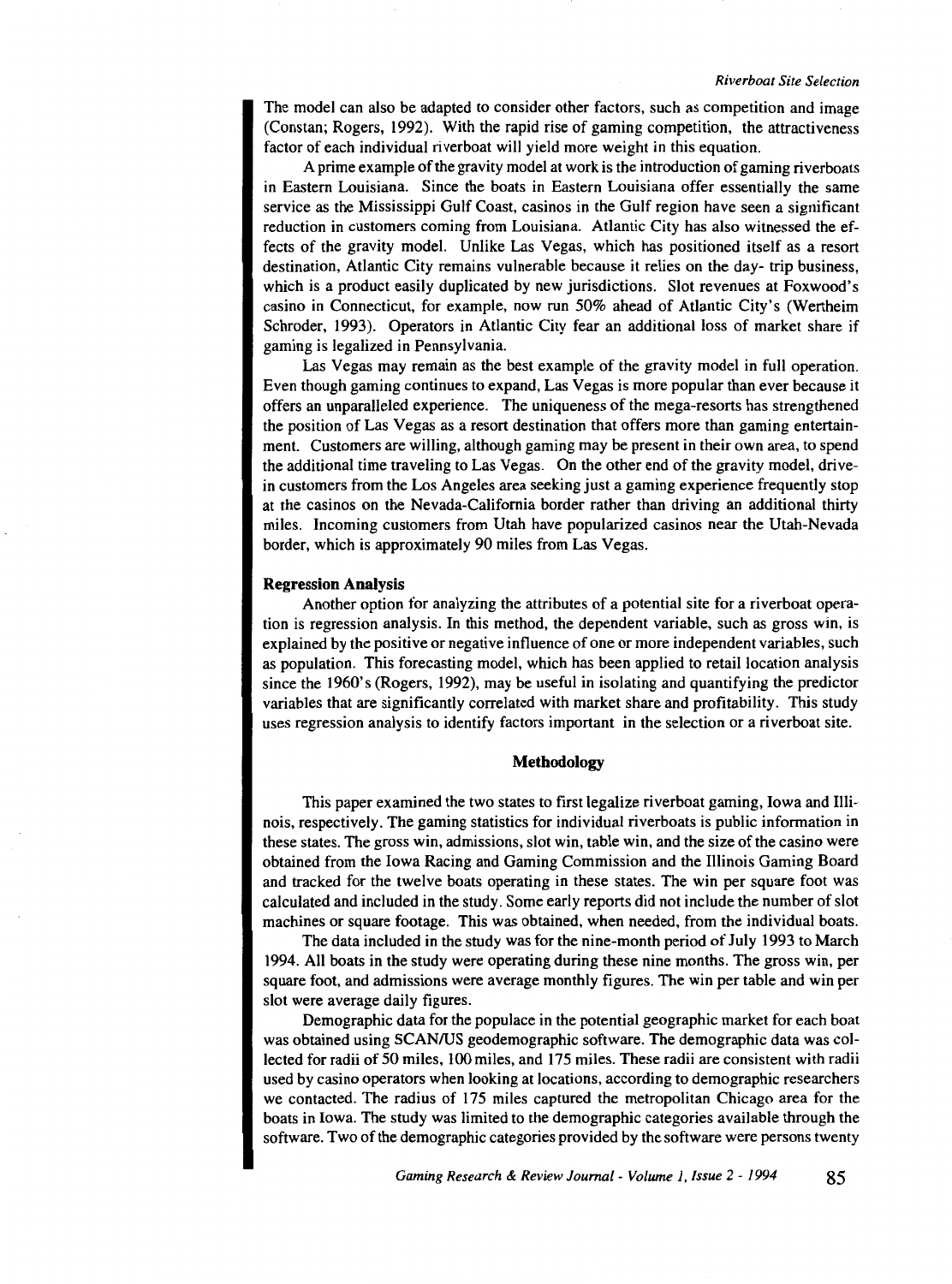The model can also be adapted to consider other factors, such as competition and image (Constan; Rogers, 1992). With the rapid rise of gaming competition, the attractiveness factor of each individual riverboat will yield more weight in this equation.

A prime example of the gravity model at work is the introduction of gaming riverboats in Eastern Louisiana. Since the boats in Eastern Louisiana offer essentially the same service as the Mississippi Gulf Coast, casinos in the Gulf region have seen a significant reduction in customers coming from Louisiana. Atlantic City has also witnessed the effects of the gravity model. Unlike Las Vegas, which has positioned itself as a resort destination, Atlantic City remains vulnerable because it relies on the day- trip business, which is a product easily duplicated by new jurisdictions. Slot revenues at Foxwood's casino in Connecticut, for example, now run 50% ahead of Atlantic City's (Wertheim Schroder, 1993). Operators in Atlantic City fear an additional loss of market share if gaming is legalized in Pennsylvania.

Las Vegas may remain as the best example of the gravity model in full operation. Even though gaming continues to expand, Las Vegas is more popular than ever because it offers an unparalleled experience. The uniqueness of the mega-resorts has strengthened the position of Las Vegas as a resort destination that offers more than gaming entertainment. Customers are willing, although gaming may be present in their own area, to spend the additional time traveling to Las Vegas. On the other end of the gravity model, drive-in customers from the Los Angeles area seeking just a gaming experience frequently stop at the casinos on the Nevada-California border rather than driving an additional thirty miles. Incoming customers from Utah have popularized casinos near the Utah-Nevada border, which is approximately 90 miles from Las Vegas.

**Regression Analysis**

Another option for analyzing the attributes of a potential site for a riverboat operation is regression analysis. In this method, the dependent variable, such as gross win, is explained by the positive or negative influence of one or more independent variables, such as population. This forecasting model, which has been applied to retail location analysis since the 1960's (Rogers, 1992), may be useful in isolating and quantifying the predictor variables that are significantly correlated with market share and profitability. This study uses regression analysis to identify factors important in the selection or a riverboat site.

## Methodology

This paper examined the two states to first legalize riverboat gaming, Iowa and Illinois, respectively. The gaming statistics for individual riverboats is public information in these states. The gross win, admissions, slot win, table win, and the size of the casino were obtained from the Iowa Racing and Gaming Commission and the Illinois Gaming Board and tracked for the twelve boats operating in these states. The win per square foot was calculated and included in the study. Some early reports did not include the number of slot machines or square footage. This was obtained, when needed, from the individual boats.

The data included in the study was for the nine-month period of July 1993 to March 1994. All boats in the study were operating during these nine months. The gross win, per square foot, and admissions were average monthly figures. The win per table and win per slot were average daily figures.

Demographic data for the populace in the potential geographic market for each boat was obtained using SCAN/US geodemographic software. The demographic data was collected for radii of 50 miles, 100 miles, and 175 miles. These radii are consistent with radii used by casino operators when looking at locations, according to demographic researchers we contacted. The radius of 175 miles captured the metropolitan Chicago area for the boats in Iowa. The study was limited to the demographic categories available through the software. Two of the demographic categories provided by the software were persons twenty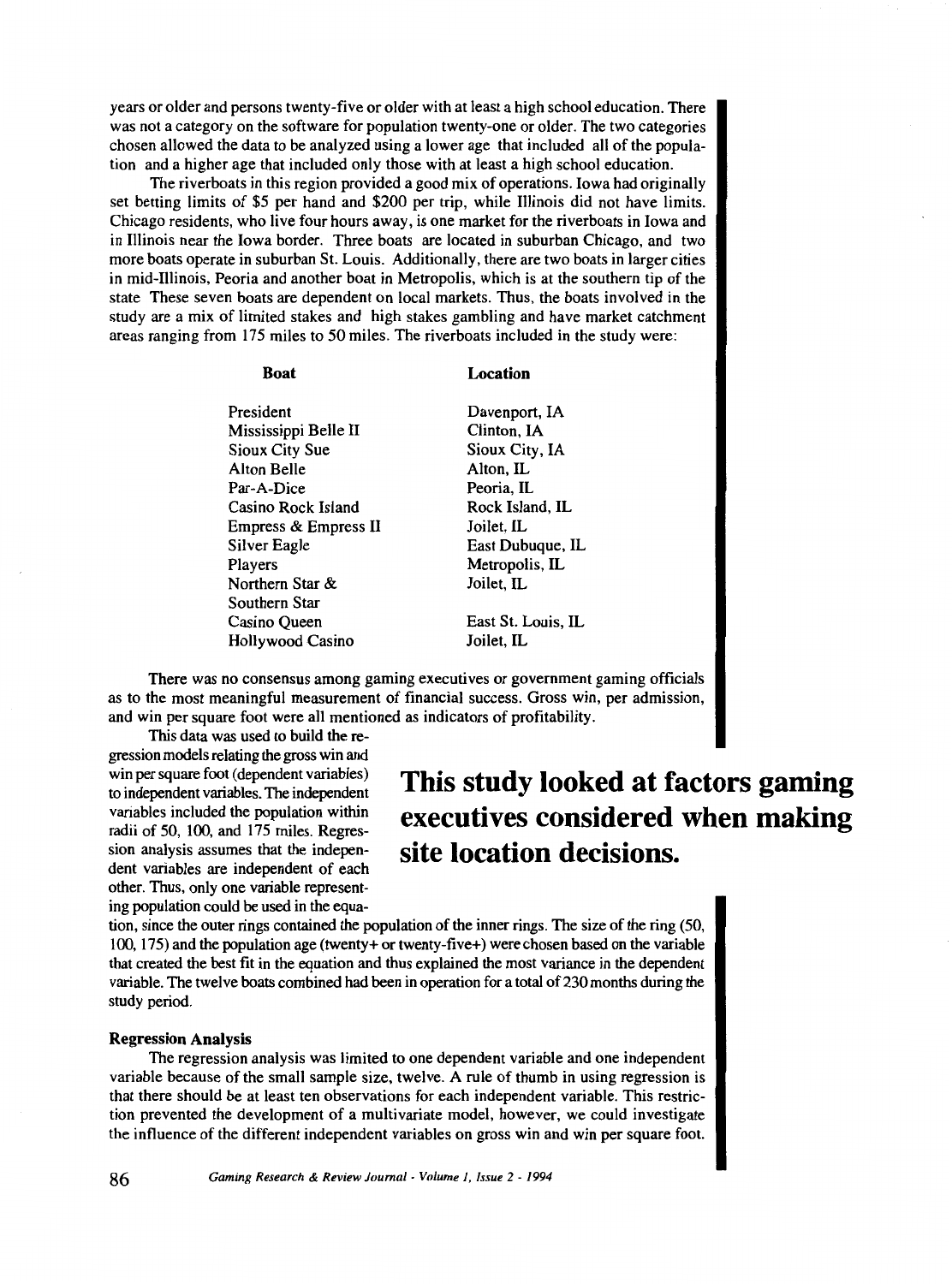years or older and persons twenty-five or older with at least a high school education. There was not a category on the software for population twenty-one or older. The two categories chosen allowed the data to be analyzed using a lower age that included all of the population and a higher age that included only those with at least a high school education.

The riverboats in this region provided a good mix of operations. Iowa had originally set betting limits of $5 per hand and $200 per trip, while Illinois did not have limits. Chicago residents, who live four hours away, is one market for the riverboats in Iowa and in Illinois near the Iowa border. Three boats are located in suburban Chicago, and two more boats operate in suburban St. Louis. Additionally, there are two boats in larger cities in mid-Illinois, Peoria and another boat in Metropolis, which is at the southern tip of the state These seven boats are dependent on local markets. Thus, the boats involved in the study are a mix of limited stakes and high stakes gambling and have market catchment areas ranging from 175 miles to 50 miles. The riverboats included in the study were:

| Boat | Location |
|---|---|
| President | Davenport, IA |
| Mississippi Belle II | Clinton, IA |
| Sioux City Sue | Sioux City, IA |
| Alton Belle | Alton, IL |
| Par-A-Dice | Peoria, IL |
| Casino Rock Island | Rock Island, IL |
| Empress & Empress II | Joilet, IL |
| Silver Eagle | East Dubuque, IL |
| Players | Metropolis, IL |
| Northern Star & Southern Star | Joilet, IL |
| Casino Queen | East St. Louis, IL |
| Hollywood Casino | Joilet, IL |

There was no consensus among gaming executives or government gaming officials as to the most meaningful measurement of financial success. Gross win, per admission, and win per square foot were all mentioned as indicators of profitability.

**This study looked at factors gaming executives considered when making site location decisions.**

This data was used to build the regression models relating the gross win and win per square foot (dependent variables) to independent variables. The independent variables included the population within radii of 50, 100, and 175 miles. Regression analysis assumes that the independent variables are independent of each other. Thus, only one variable representing population could be used in the equation, since the outer rings contained the population of the inner rings. The size of the ring (50, 100, 175) and the population age (twenty+ or twenty-five+) were chosen based on the variable that created the best fit in the equation and thus explained the most variance in the dependent variable. The twelve boats combined had been in operation for a total of 230 months during the study period.

### Regression Analysis

The regression analysis was limited to one dependent variable and one independent variable because of the small sample size, twelve. A rule of thumb in using regression is that there should be at least ten observations for each independent variable. This restriction prevented the development of a multivariate model, however, we could investigate the influence of the different independent variables on gross win and win per square foot.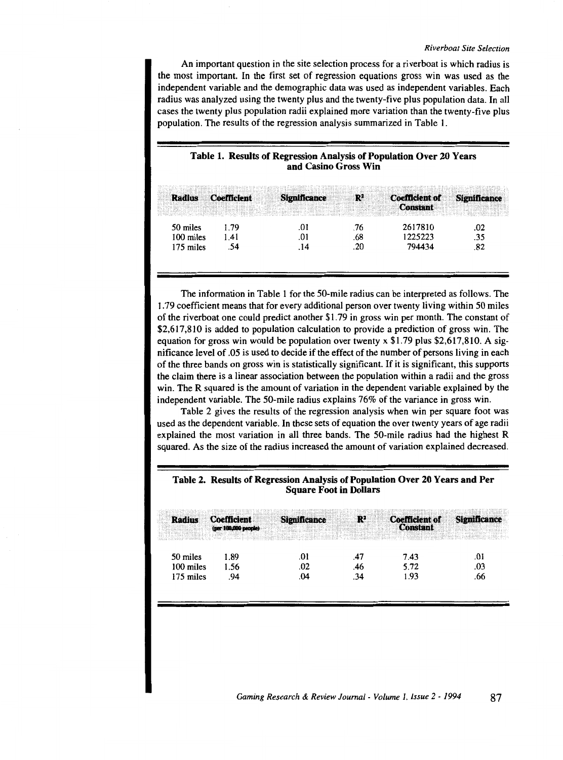An important question in the site selection process for a riverboat is which radius is the most important. In the first set of regression equations gross win was used as the independent variable and the demographic data was used as independent variables. Each radius was analyzed using the twenty plus and the twenty-five plus population data. In all cases the twenty plus population radii explained more variation than the twenty-five plus population. The results of the regression analysis summarized in Table 1.

**Table 1. Results of Regression Analysis of Population Over 20 Years and Casino Gross Win**

| Radius | Coefficient | Significance | $R^2$ | Coefficient of Constant | Significance |
|---|---|---|---|---|---|
| 50 miles | 1.79 | .01 | .76 | 2617810 | .02 |
| 100 miles | 1.41 | .01 | .68 | 1225223 | .35 |
| 175 miles | .54 | .14 | .20 | 794434 | .82 |

The information in Table 1 for the 50-mile radius can be interpreted as follows. The 1.79 coefficient means that for every additional person over twenty living within 50 miles of the riverboat one could predict another $1.79 in gross win per month. The constant of $2,617,810 is added to population calculation to provide a prediction of gross win. The equation for gross win would be population over twenty x $1.79 plus $2,617,810. A significance level of .05 is used to decide if the effect of the number of persons living in each of the three bands on gross win is statistically significant. If it is significant, this supports the claim there is a linear association between the population within a radii and the gross win. The R squared is the amount of variation in the dependent variable explained by the independent variable. The 50-mile radius explains 76% of the variance in gross win.

Table 2 gives the results of the regression analysis when win per square foot was used as the dependent variable. In these sets of equation the over twenty years of age radii explained the most variation in all three bands. The 50-mile radius had the highest R squared. As the size of the radius increased the amount of variation explained decreased.

**Table 2. Results of Regression Analysis of Population Over 20 Years and Per Square Foot in Dollars**

| Radius | Coefficient (per 100,000 people) | Significance | $R^2$ | Coefficient of Constant | Significance |
|---|---|---|---|---|---|
| 50 miles | 1.89 | .01 | .47 | 7.43 | .01 |
| 100 miles | 1.56 | .02 | .46 | 5.72 | .03 |
| 175 miles | .94 | .04 | .34 | 1.93 | .66 |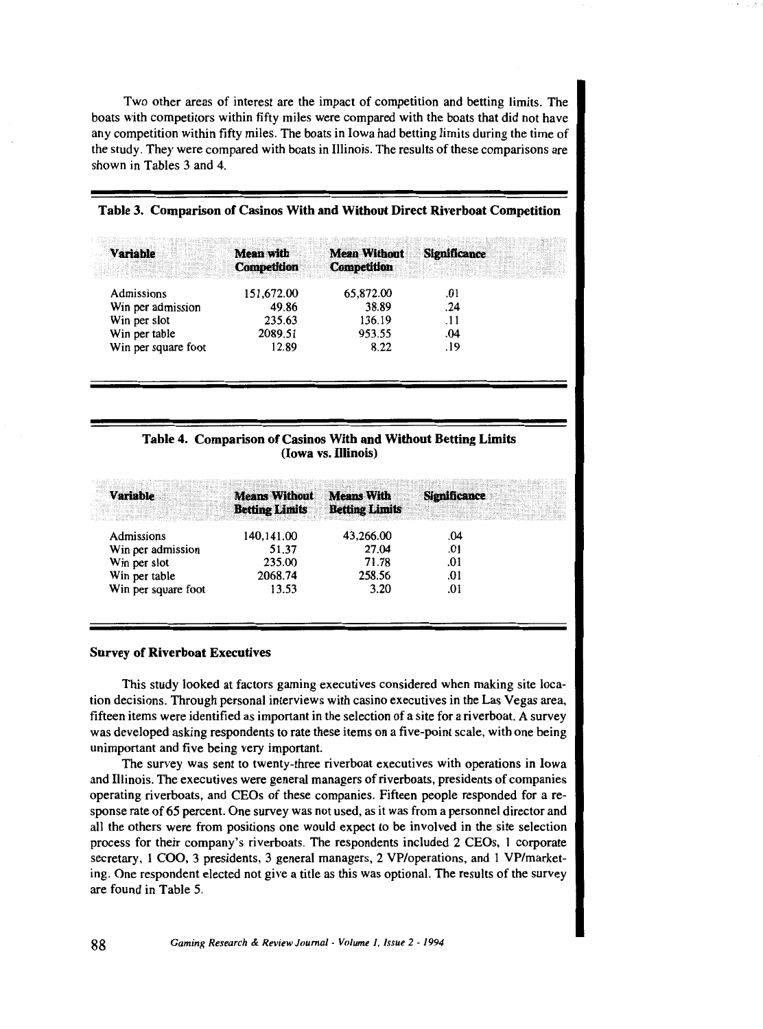Two other areas of interest are the impact of competition and betting limits. The boats with competitors within fifty miles were compared with the boats that did not have any competition within fifty miles. The boats in Iowa had betting limits during the time of the study. They were compared with boats in Illinois. The results of these comparisons are shown in Tables 3 and 4.

**Table 3. Comparison of Casinos With and Without Direct Riverboat Competition**

| Variable | Mean with Competition | Mean Without Competition | Significance |
|---|---|---|---|
| Admissions | 151,672.00 | 65,872.00 | .01 |
| Win per admission | 49.86 | 38.89 | .24 |
| Win per slot | 235.63 | 136.19 | .11 |
| Win per table | 2089.51 | 953.55 | .04 |
| Win per square foot | 12.89 | 8.22 | .19 |

**Table 4. Comparison of Casinos With and Without Betting Limits (Iowa vs. Illinois)**

| Variable | Means Without Betting Limits | Means With Betting Limits | Significance |
|---|---|---|---|
| Admissions | 140,141.00 | 43,266.00 | .04 |
| Win per admission | 51.37 | 27.04 | .01 |
| Win per slot | 235.00 | 71.78 | .01 |
| Win per table | 2068.74 | 258.56 | .01 |
| Win per square foot | 13.53 | 3.20 | .01 |

### Survey of Riverboat Executives

This study looked at factors gaming executives considered when making site location decisions. Through personal interviews with casino executives in the Las Vegas area, fifteen items were identified as important in the selection of a site for a riverboat. A survey was developed asking respondents to rate these items on a five-point scale, with one being unimportant and five being very important.

The survey was sent to twenty-three riverboat executives with operations in Iowa and Illinois. The executives were general managers of riverboats, presidents of companies operating riverboats, and CEOs of these companies. Fifteen people responded for a response rate of 65 percent. One survey was not used, as it was from a personnel director and all the others were from positions one would expect to be involved in the site selection process for their company's riverboats. The respondents included 2 CEOs, 1 corporate secretary, 1 COO, 3 presidents, 3 general managers, 2 VP/operations, and 1 VP/marketing. One respondent elected not give a title as this was optional. The results of the survey are found in Table 5.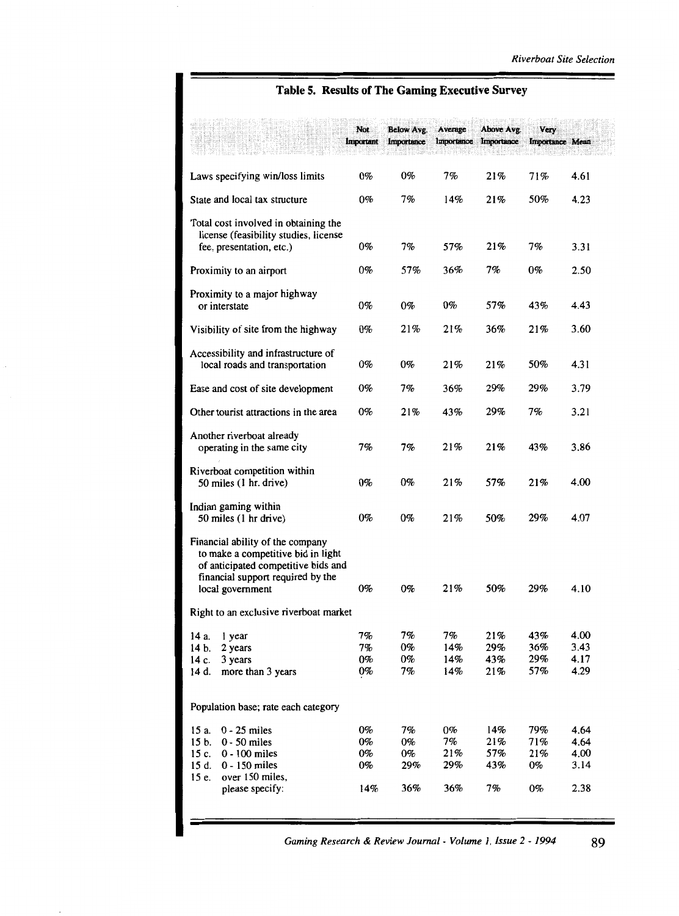## Table 5. Results of The Gaming Executive Survey

| | Not Important | Below Avg. Importance | Average Importance | Above Avg. Importance | Very Importance | Mean |
|---|---|---|---|---|---|---|
| Laws specifying win/loss limits | 0% | 0% | 7% | 21% | 71% | 4.61 |
| State and local tax structure | 0% | 7% | 14% | 21% | 50% | 4.23 |
| Total cost involved in obtaining the license (feasibility studies, license fee, presentation, etc.) | 0% | 7% | 57% | 21% | 7% | 3.31 |
| Proximity to an airport | 0% | 57% | 36% | 7% | 0% | 2.50 |
| Proximity to a major highway or interstate | 0% | 0% | 0% | 57% | 43% | 4.43 |
| Visibility of site from the highway | 0% | 21% | 21% | 36% | 21% | 3.60 |
| Accessibility and infrastructure of local roads and transportation | 0% | 0% | 21% | 21% | 50% | 4.31 |
| Ease and cost of site development | 0% | 7% | 36% | 29% | 29% | 3.79 |
| Other tourist attractions in the area | 0% | 21% | 43% | 29% | 7% | 3.21 |
| Another riverboat already operating in the same city | 7% | 7% | 21% | 21% | 43% | 3.86 |
| Riverboat competition within 50 miles (1 hr. drive) | 0% | 0% | 21% | 57% | 21% | 4.00 |
| Indian gaming within 50 miles (1 hr drive) | 0% | 0% | 21% | 50% | 29% | 4.07 |
| Financial ability of the company to make a competitive bid in light of anticipated competitive bids and financial support required by the local government | 0% | 0% | 21% | 50% | 29% | 4.10 |
| Right to an exclusive riverboat market | | | | | | |
| 14 a. 1 year | 7% | 7% | 7% | 21% | 43% | 4.00 |
| 14 b. 2 years | 7% | 0% | 14% | 29% | 36% | 3.43 |
| 14 c. 3 years | 0% | 0% | 14% | 43% | 29% | 4.17 |
| 14 d. more than 3 years | 0% | 7% | 14% | 21% | 57% | 4.29 |
| Population base; rate each category | | | | | | |
| 15 a. 0 - 25 miles | 0% | 7% | 0% | 14% | 79% | 4.64 |
| 15 b. 0 - 50 miles | 0% | 0% | 7% | 21% | 71% | 4.64 |
| 15 c. 0 - 100 miles | 0% | 0% | 21% | 57% | 21% | 4.00 |
| 15 d. 0 - 150 miles | 0% | 29% | 29% | 43% | 0% | 3.14 |
| 15 e. over 150 miles, please specify: | 14% | 36% | 36% | 7% | 0% | 2.38 |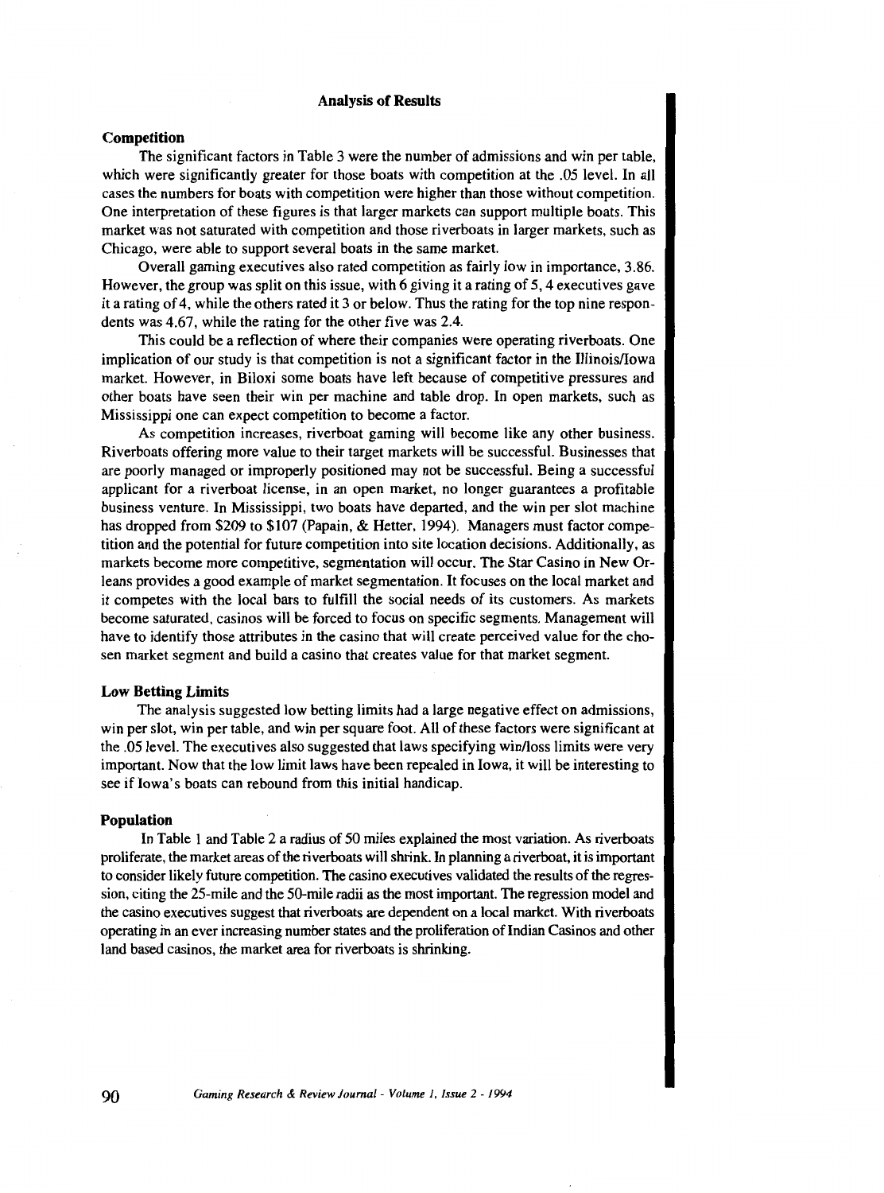## Analysis of Results

### Competition

The significant factors in Table 3 were the number of admissions and win per table, which were significantly greater for those boats with competition at the .05 level. In all cases the numbers for boats with competition were higher than those without competition. One interpretation of these figures is that larger markets can support multiple boats. This market was not saturated with competition and those riverboats in larger markets, such as Chicago, were able to support several boats in the same market.

Overall gaming executives also rated competition as fairly low in importance, 3.86. However, the group was split on this issue, with 6 giving it a rating of 5, 4 executives gave it a rating of 4, while the others rated it 3 or below. Thus the rating for the top nine respondents was 4.67, while the rating for the other five was 2.4.

This could be a reflection of where their companies were operating riverboats. One implication of our study is that competition is not a significant factor in the Illinois/Iowa market. However, in Biloxi some boats have left because of competitive pressures and other boats have seen their win per machine and table drop. In open markets, such as Mississippi one can expect competition to become a factor.

As competition increases, riverboat gaming will become like any other business. Riverboats offering more value to their target markets will be successful. Businesses that are poorly managed or improperly positioned may not be successful. Being a successful applicant for a riverboat license, in an open market, no longer guarantees a profitable business venture. In Mississippi, two boats have departed, and the win per slot machine has dropped from $209 to $107 (Papain, & Hetter, 1994). Managers must factor competition and the potential for future competition into site location decisions. Additionally, as markets become more competitive, segmentation will occur. The Star Casino in New Orleans provides a good example of market segmentation. It focuses on the local market and it competes with the local bars to fulfill the social needs of its customers. As markets become saturated, casinos will be forced to focus on specific segments. Management will have to identify those attributes in the casino that will create perceived value for the chosen market segment and build a casino that creates value for that market segment.

### Low Betting Limits

The analysis suggested low betting limits had a large negative effect on admissions, win per slot, win per table, and win per square foot. All of these factors were significant at the .05 level. The executives also suggested that laws specifying win/loss limits were very important. Now that the low limit laws have been repealed in Iowa, it will be interesting to see if Iowa's boats can rebound from this initial handicap.

### Population

In Table 1 and Table 2 a radius of 50 miles explained the most variation. As riverboats proliferate, the market areas of the riverboats will shrink. In planning a riverboat, it is important to consider likely future competition. The casino executives validated the results of the regression, citing the 25-mile and the 50-mile radii as the most important. The regression model and the casino executives suggest that riverboats are dependent on a local market. With riverboats operating in an ever increasing number states and the proliferation of Indian Casinos and other land based casinos, the market area for riverboats is shrinking.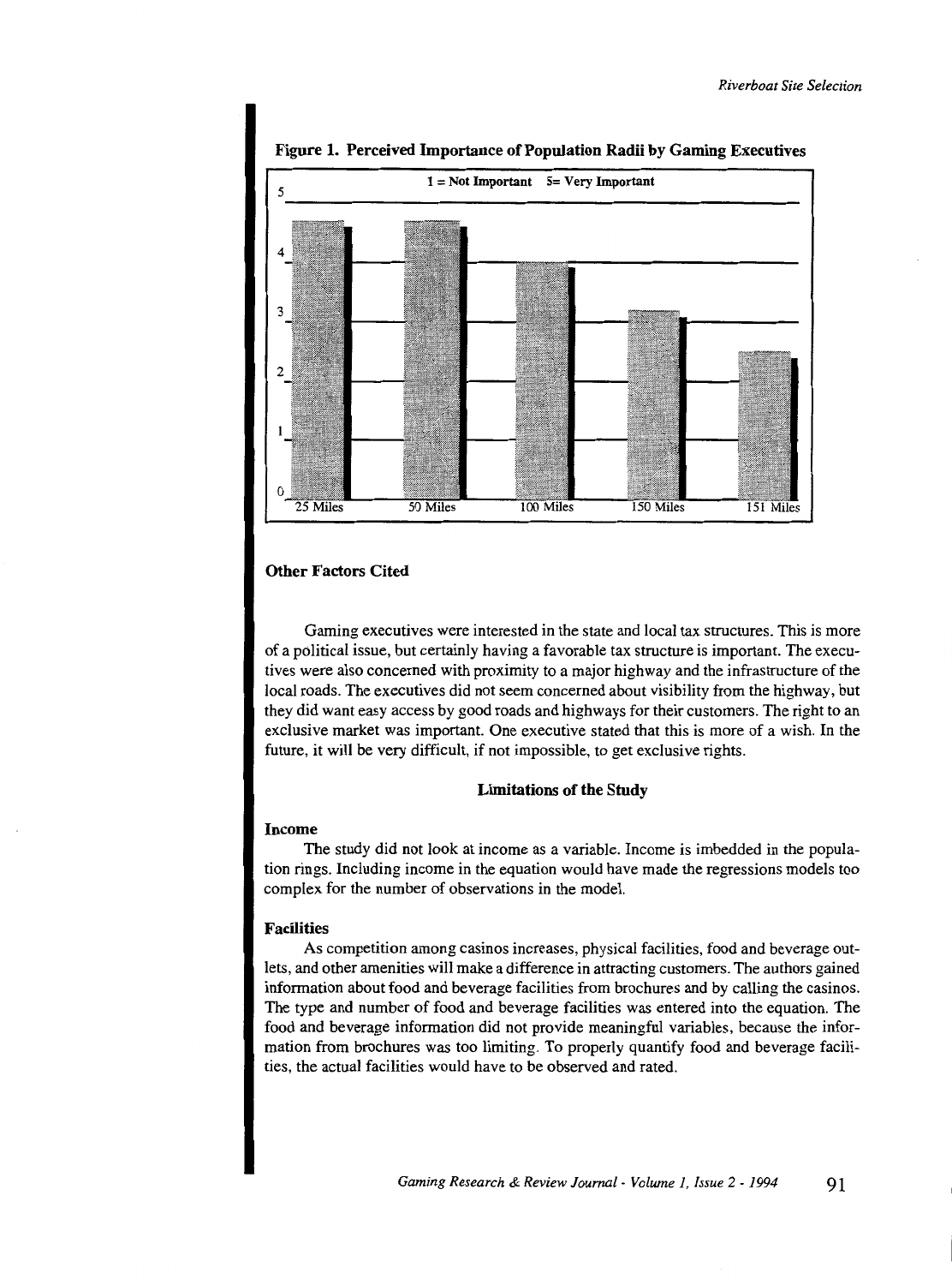**Figure 1. Perceived Importance of Population Radii by Gaming Executives**

1 = Not Important 5= Very Important

| 25 Miles | 50 Miles | 100 Miles | 150 Miles | 151 Miles |
|---|---|---|---|---|

### Other Factors Cited

Gaming executives were interested in the state and local tax structures. This is more of a political issue, but certainly having a favorable tax structure is important. The executives were also concerned with proximity to a major highway and the infrastructure of the local roads. The executives did not seem concerned about visibility from the highway, but they did want easy access by good roads and highways for their customers. The right to an exclusive market was important. One executive stated that this is more of a wish. In the future, it will be very difficult, if not impossible, to get exclusive rights.

## Limitations of the Study

### Income

The study did not look at income as a variable. Income is imbedded in the population rings. Including income in the equation would have made the regressions models too complex for the number of observations in the model.

### Facilities

As competition among casinos increases, physical facilities, food and beverage outlets, and other amenities will make a difference in attracting customers. The authors gained information about food and beverage facilities from brochures and by calling the casinos. The type and number of food and beverage facilities was entered into the equation. The food and beverage information did not provide meaningful variables, because the information from brochures was too limiting. To properly quantify food and beverage facilities, the actual facilities would have to be observed and rated.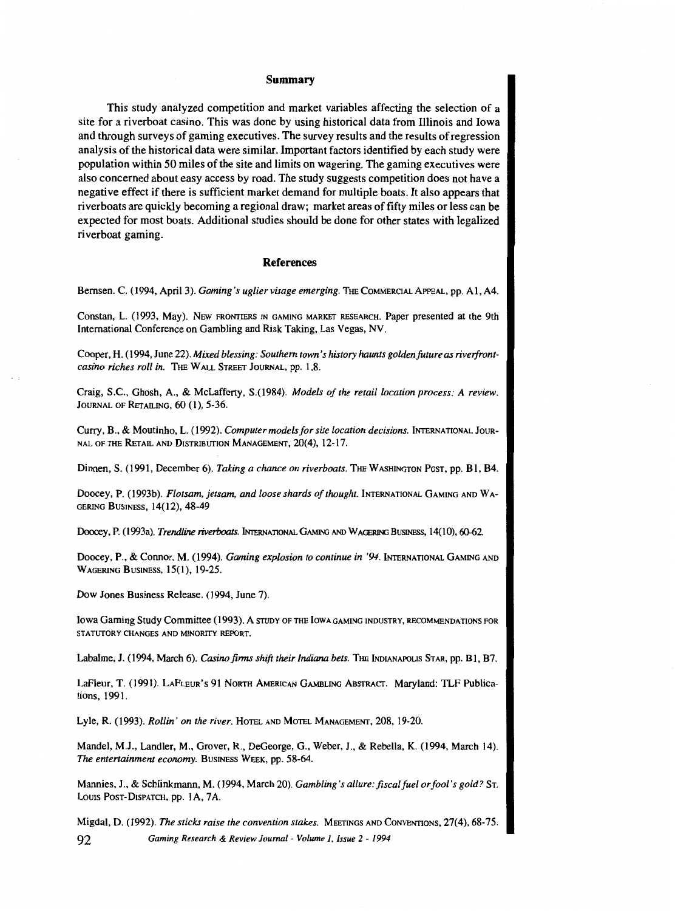## Summary

This study analyzed competition and market variables affecting the selection of a site for a riverboat casino. This was done by using historical data from Illinois and Iowa and through surveys of gaming executives. The survey results and the results of regression analysis of the historical data were similar. Important factors identified by each study were population within 50 miles of the site and limits on wagering. The gaming executives were also concerned about easy access by road. The study suggests competition does not have a negative effect if there is sufficient market demand for multiple boats. It also appears that riverboats are quickly becoming a regional draw; market areas of fifty miles or less can be expected for most boats. Additional studies should be done for other states with legalized riverboat gaming.

## References

Bernsen. C. (1994, April 3). *Gaming's uglier visage emerging.* THE COMMERCIAL APPEAL, pp. A1, A4.

Constan, L. (1993, May). NEW FRONTIERS IN GAMING MARKET RESEARCH. Paper presented at the 9th International Conference on Gambling and Risk Taking, Las Vegas, NV.

Cooper, H. (1994, June 22). *Mixed blessing: Southern town's history haunts golden future as riverfront-casino riches roll in.* THE WALL STREET JOURNAL, pp. 1,8.

Craig, S.C., Ghosh, A., & McLafferty, S.(1984). *Models of the retail location process: A review.* JOURNAL OF RETAILING, 60 (1), 5-36.

Curry, B., & Moutinho, L. (1992). *Computer models for site location decisions.* INTERNATIONAL JOURNAL OF THE RETAIL AND DISTRIBUTION MANAGEMENT, 20(4), 12-17.

Dinnen, S. (1991, December 6). *Taking a chance on riverboats.* THE WASHINGTON POST, pp. B1, B4.

Doocey, P. (1993b). *Flotsam, jetsam, and loose shards of thought.* INTERNATIONAL GAMING AND WAGERING BUSINESS, 14(12), 48-49

Doocey, P. (1993a). *Trendline riverboats.* INTERNATIONAL GAMING AND WAGERING BUSINESS, 14(10), 60-62.

Doocey, P., & Connor, M. (1994). *Gaming explosion to continue in '94.* INTERNATIONAL GAMING AND WAGERING BUSINESS, 15(1), 19-25.

Dow Jones Business Release. (1994, June 7).

Iowa Gaming Study Committee (1993). A STUDY OF THE IOWA GAMING INDUSTRY, RECOMMENDATIONS FOR STATUTORY CHANGES AND MINORITY REPORT.

Labalme, J. (1994, March 6). *Casino firms shift their Indiana bets.* THE INDIANAPOLIS STAR, pp. B1, B7.

LaFleur, T. (1991). LAFLEUR'S 91 NORTH AMERICAN GAMBLING ABSTRACT. Maryland: TLF Publications, 1991.

Lyle, R. (1993). *Rollin' on the river.* HOTEL AND MOTEL MANAGEMENT, 208, 19-20.

Mandel, M.J., Landler, M., Grover, R., DeGeorge, G., Weber, J., & Rebella, K. (1994, March 14). *The entertainment economy.* BUSINESS WEEK, pp. 58-64.

Mannies, J., & Schlinkmann, M. (1994, March 20). *Gambling's allure: fiscal fuel or fool's gold?* ST. LOUIS POST-DISPATCH, pp. 1A, 7A.

Migdal, D. (1992). *The sticks raise the convention stakes.* MEETINGS AND CONVENTIONS, 27(4), 68-75.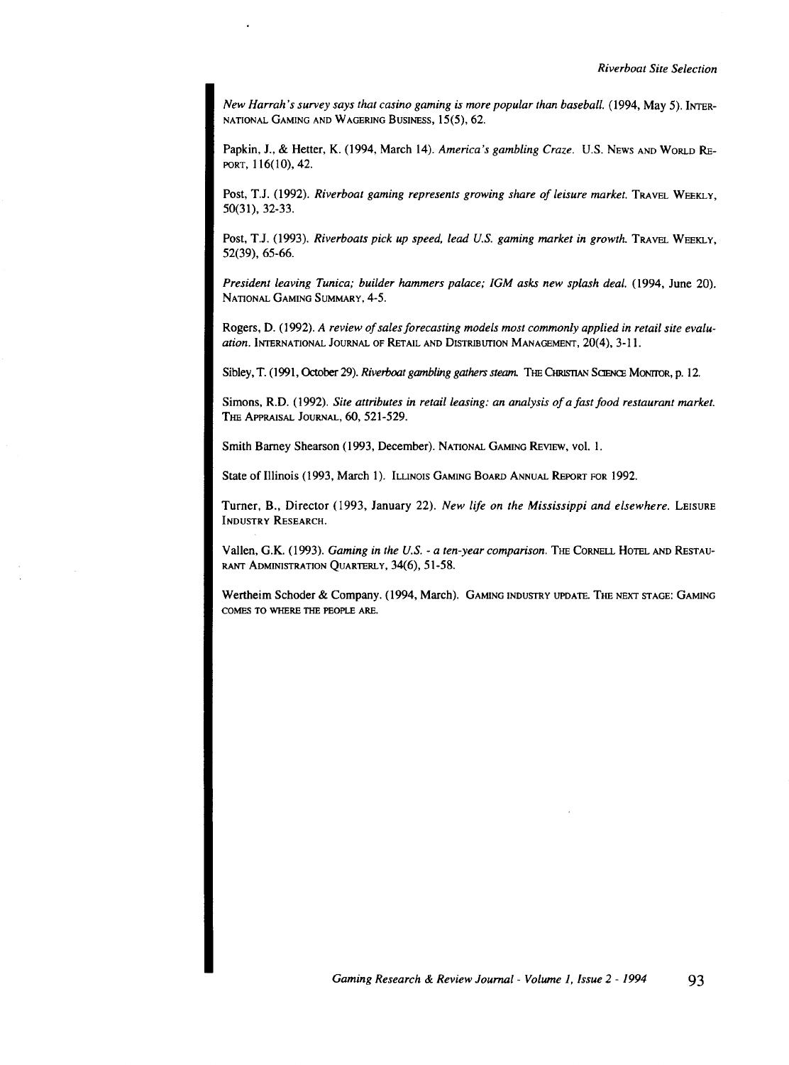*New Harrah's survey says that casino gaming is more popular than baseball.* (1994, May 5). INTERNATIONAL GAMING AND WAGERING BUSINESS, 15(5), 62.

Papkin, J., & Hetter, K. (1994, March 14). *America's gambling Craze.* U.S. NEWS AND WORLD REPORT, 116(10), 42.

Post, T.J. (1992). *Riverboat gaming represents growing share of leisure market.* TRAVEL WEEKLY, 50(31), 32-33.

Post, T.J. (1993). *Riverboats pick up speed, lead U.S. gaming market in growth.* TRAVEL WEEKLY, 52(39), 65-66.

*President leaving Tunica; builder hammers palace; IGM asks new splash deal.* (1994, June 20). NATIONAL GAMING SUMMARY, 4-5.

Rogers, D. (1992). *A review of sales forecasting models most commonly applied in retail site evaluation.* INTERNATIONAL JOURNAL OF RETAIL AND DISTRIBUTION MANAGEMENT, 20(4), 3-11.

Sibley, T. (1991, October 29). *Riverboat gambling gathers steam.* THE CHRISTIAN SCIENCE MONITOR, p. 12.

Simons, R.D. (1992). *Site attributes in retail leasing: an analysis of a fast food restaurant market.* THE APPRAISAL JOURNAL, 60, 521-529.

Smith Barney Shearson (1993, December). NATIONAL GAMING REVIEW, vol. 1.

State of Illinois (1993, March 1). ILLINOIS GAMING BOARD ANNUAL REPORT FOR 1992.

Turner, B., Director (1993, January 22). *New life on the Mississippi and elsewhere.* LEISURE INDUSTRY RESEARCH.

Vallen, G.K. (1993). *Gaming in the U.S. - a ten-year comparison.* THE CORNELL HOTEL AND RESTAURANT ADMINISTRATION QUARTERLY, 34(6), 51-58.

Wertheim Schoder & Company. (1994, March). GAMING INDUSTRY UPDATE. THE NEXT STAGE: GAMING COMES TO WHERE THE PEOPLE ARE.